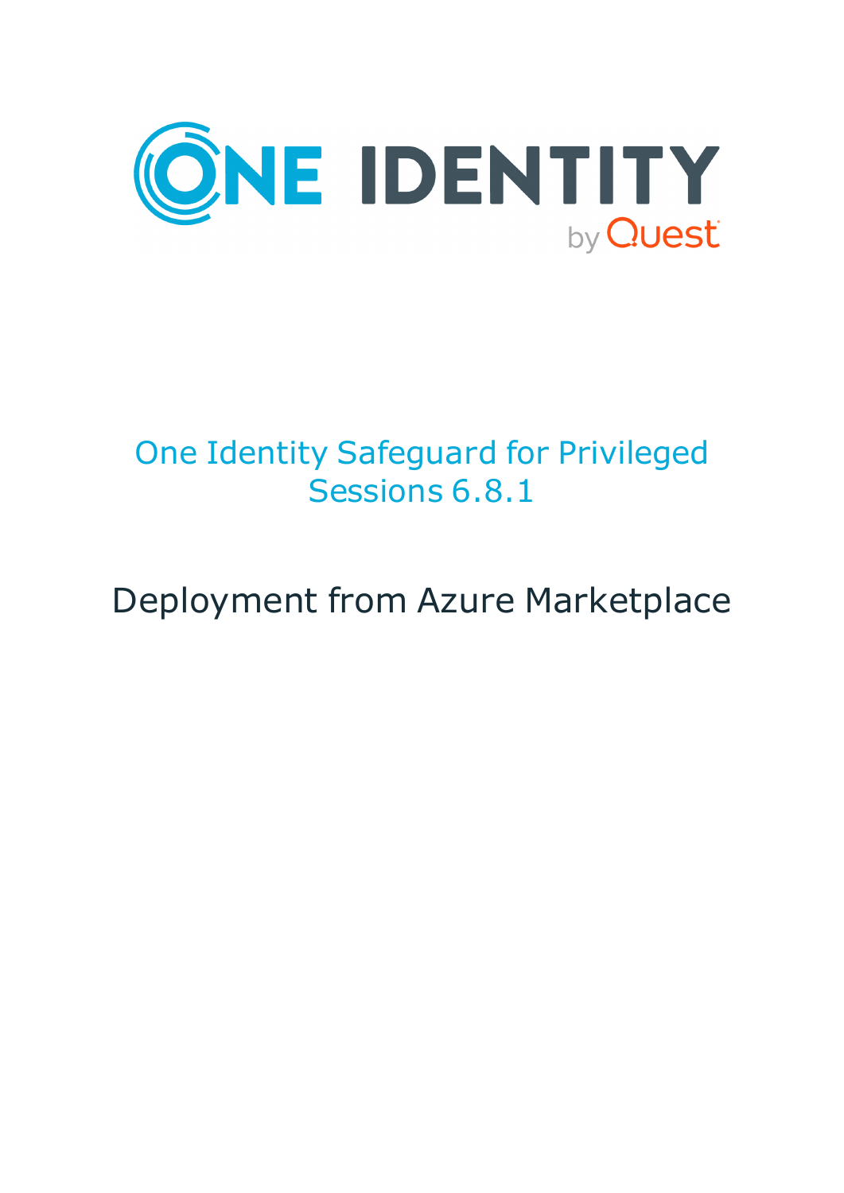# One Identity Safeguard for Privileged Sessions 6.8.1

## Deployment from Azure Marketplace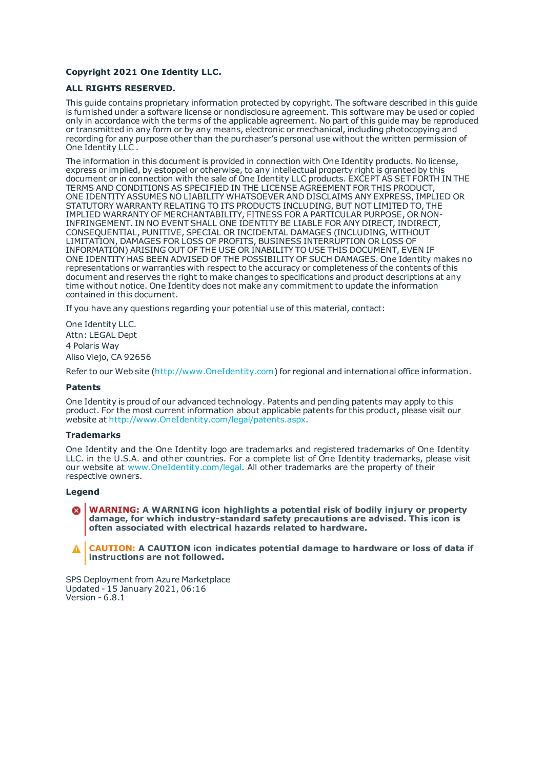**Copyright 2021 One Identity LLC.**

**ALL RIGHTS RESERVED.**

This guide contains proprietary information protected by copyright. The software described in this guide is furnished under a software license or nondisclosure agreement. This software may be used or copied only in accordance with the terms of the applicable agreement. No part of this guide may be reproduced or transmitted in any form or by any means, electronic or mechanical, including photocopying and recording for any purpose other than the purchaser's personal use without the written permission of One Identity LLC .

The information in this document is provided in connection with One Identity products. No license, express or implied, by estoppel or otherwise, to any intellectual property right is granted by this document or in connection with the sale of One Identity LLC products. EXCEPT AS SET FORTH IN THE TERMS AND CONDITIONS AS SPECIFIED IN THE LICENSE AGREEMENT FOR THIS PRODUCT, ONE IDENTITY ASSUMES NO LIABILITY WHATSOEVER AND DISCLAIMS ANY EXPRESS, IMPLIED OR STATUTORY WARRANTY RELATING TO ITS PRODUCTS INCLUDING, BUT NOT LIMITED TO, THE IMPLIED WARRANTY OF MERCHANTABILITY, FITNESS FOR A PARTICULAR PURPOSE, OR NON-INFRINGEMENT. IN NO EVENT SHALL ONE IDENTITY BE LIABLE FOR ANY DIRECT, INDIRECT, CONSEQUENTIAL, PUNITIVE, SPECIAL OR INCIDENTAL DAMAGES (INCLUDING, WITHOUT LIMITATION, DAMAGES FOR LOSS OF PROFITS, BUSINESS INTERRUPTION OR LOSS OF INFORMATION) ARISING OUT OF THE USE OR INABILITY TO USE THIS DOCUMENT, EVEN IF ONE IDENTITY HAS BEEN ADVISED OF THE POSSIBILITY OF SUCH DAMAGES. One Identity makes no representations or warranties with respect to the accuracy or completeness of the contents of this document and reserves the right to make changes to specifications and product descriptions at any time without notice. One Identity does not make any commitment to update the information contained in this document.

If you have any questions regarding your potential use of this material, contact:

One Identity LLC.
Attn: LEGAL Dept
4 Polaris Way
Aliso Viejo, CA 92656

Refer to our Web site (http://www.OneIdentity.com) for regional and international office information.

### Patents

One Identity is proud of our advanced technology. Patents and pending patents may apply to this product. For the most current information about applicable patents for this product, please visit our website at http://www.OneIdentity.com/legal/patents.aspx.

### Trademarks

One Identity and the One Identity logo are trademarks and registered trademarks of One Identity LLC. in the U.S.A. and other countries. For a complete list of One Identity trademarks, please visit our website at www.OneIdentity.com/legal. All other trademarks are the property of their respective owners.

### Legend

**WARNING: A WARNING icon highlights a potential risk of bodily injury or property damage, for which industry-standard safety precautions are advised. This icon is often associated with electrical hazards related to hardware.**

**CAUTION: A CAUTION icon indicates potential damage to hardware or loss of data if instructions are not followed.**

SPS Deployment from Azure Marketplace
Updated - 15 January 2021, 06:16
Version - 6.8.1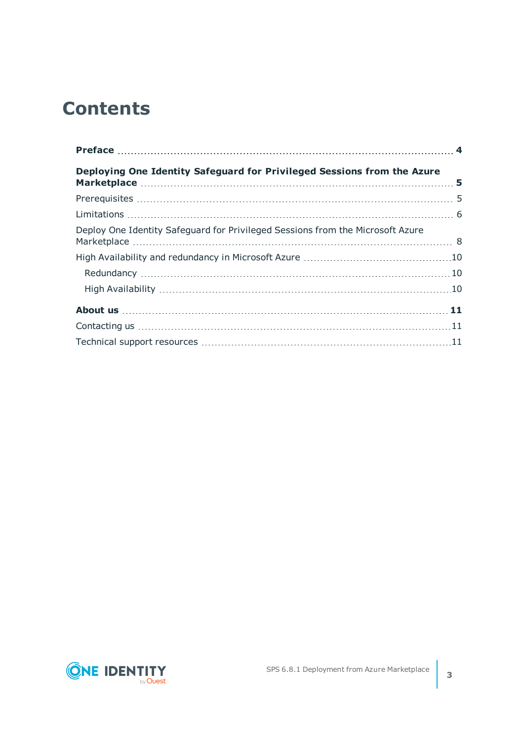# Contents

**Preface** 4

**Deploying One Identity Safeguard for Privileged Sessions from the Azure Marketplace** 5

Prerequisites 5

Limitations 6

Deploy One Identity Safeguard for Privileged Sessions from the Microsoft Azure Marketplace 8

High Availability and redundancy in Microsoft Azure 10

- Redundancy 10
- High Availability 10

**About us** 11

Contacting us 11

Technical support resources 11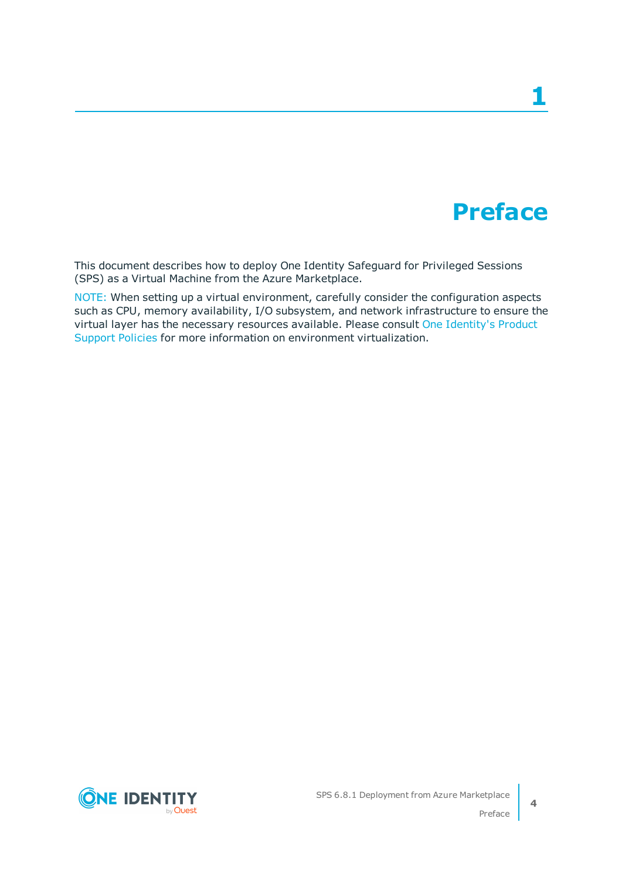# 1 Preface

This document describes how to deploy One Identity Safeguard for Privileged Sessions (SPS) as a Virtual Machine from the Azure Marketplace.

NOTE: When setting up a virtual environment, carefully consider the configuration aspects such as CPU, memory availability, I/O subsystem, and network infrastructure to ensure the virtual layer has the necessary resources available. Please consult One Identity's Product Support Policies for more information on environment virtualization.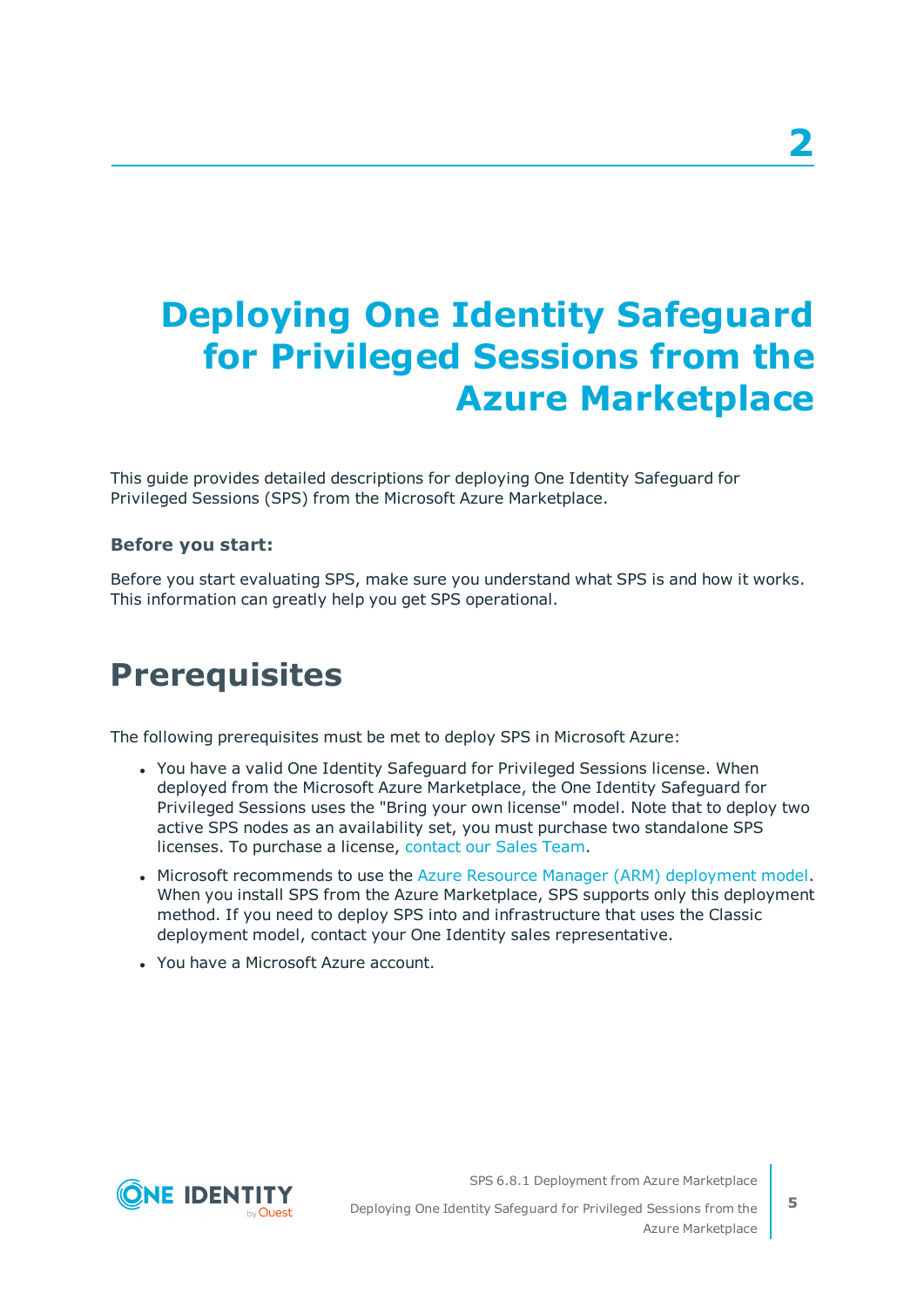# 2 Deploying One Identity Safeguard for Privileged Sessions from the Azure Marketplace

This guide provides detailed descriptions for deploying One Identity Safeguard for Privileged Sessions (SPS) from the Microsoft Azure Marketplace.

**Before you start:**

Before you start evaluating SPS, make sure you understand what SPS is and how it works. This information can greatly help you get SPS operational.

## Prerequisites

The following prerequisites must be met to deploy SPS in Microsoft Azure:

- You have a valid One Identity Safeguard for Privileged Sessions license. When deployed from the Microsoft Azure Marketplace, the One Identity Safeguard for Privileged Sessions uses the "Bring your own license" model. Note that to deploy two active SPS nodes as an availability set, you must purchase two standalone SPS licenses. To purchase a license, contact our Sales Team.
- Microsoft recommends to use the Azure Resource Manager (ARM) deployment model. When you install SPS from the Azure Marketplace, SPS supports only this deployment method. If you need to deploy SPS into and infrastructure that uses the Classic deployment model, contact your One Identity sales representative.
- You have a Microsoft Azure account.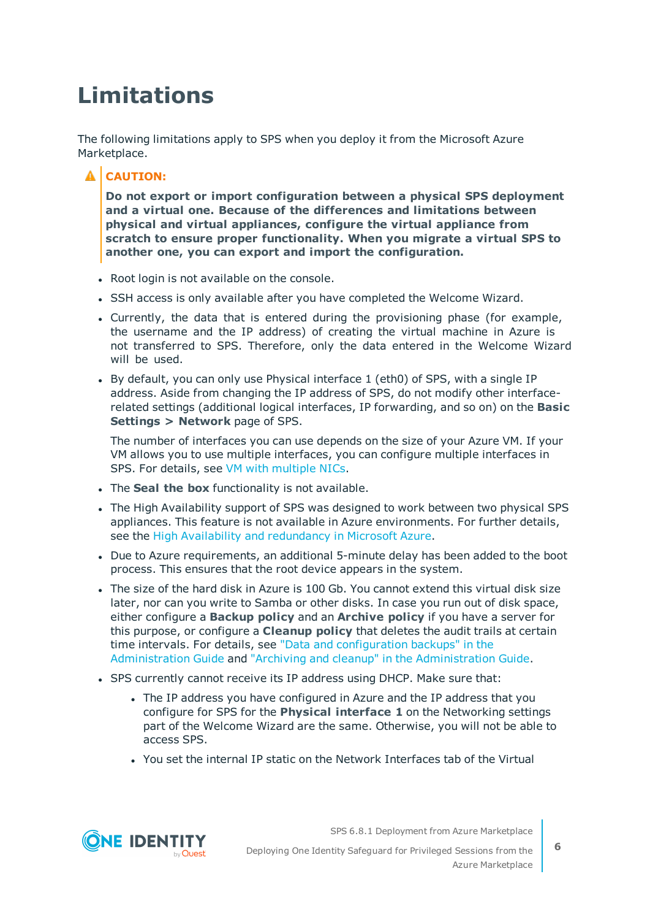# Limitations

The following limitations apply to SPS when you deploy it from the Microsoft Azure Marketplace.

> **CAUTION:**
>
> **Do not export or import configuration between a physical SPS deployment and a virtual one. Because of the differences and limitations between physical and virtual appliances, configure the virtual appliance from scratch to ensure proper functionality. When you migrate a virtual SPS to another one, you can export and import the configuration.**

- Root login is not available on the console.
- SSH access is only available after you have completed the Welcome Wizard.
- Currently, the data that is entered during the provisioning phase (for example, the username and the IP address) of creating the virtual machine in Azure is not transferred to SPS. Therefore, only the data entered in the Welcome Wizard will be used.
- By default, you can only use Physical interface 1 (eth0) of SPS, with a single IP address. Aside from changing the IP address of SPS, do not modify other interface-related settings (additional logical interfaces, IP forwarding, and so on) on the **Basic Settings > Network** page of SPS.

  The number of interfaces you can use depends on the size of your Azure VM. If your VM allows you to use multiple interfaces, you can configure multiple interfaces in SPS. For details, see VM with multiple NICs.
- The **Seal the box** functionality is not available.
- The High Availability support of SPS was designed to work between two physical SPS appliances. This feature is not available in Azure environments. For further details, see the High Availability and redundancy in Microsoft Azure.
- Due to Azure requirements, an additional 5-minute delay has been added to the boot process. This ensures that the root device appears in the system.
- The size of the hard disk in Azure is 100 Gb. You cannot extend this virtual disk size later, nor can you write to Samba or other disks. In case you run out of disk space, either configure a **Backup policy** and an **Archive policy** if you have a server for this purpose, or configure a **Cleanup policy** that deletes the audit trails at certain time intervals. For details, see "Data and configuration backups" in the Administration Guide and "Archiving and cleanup" in the Administration Guide.
- SPS currently cannot receive its IP address using DHCP. Make sure that:
  - The IP address you have configured in Azure and the IP address that you configure for SPS for the **Physical interface 1** on the Networking settings part of the Welcome Wizard are the same. Otherwise, you will not be able to access SPS.
  - You set the internal IP static on the Network Interfaces tab of the Virtual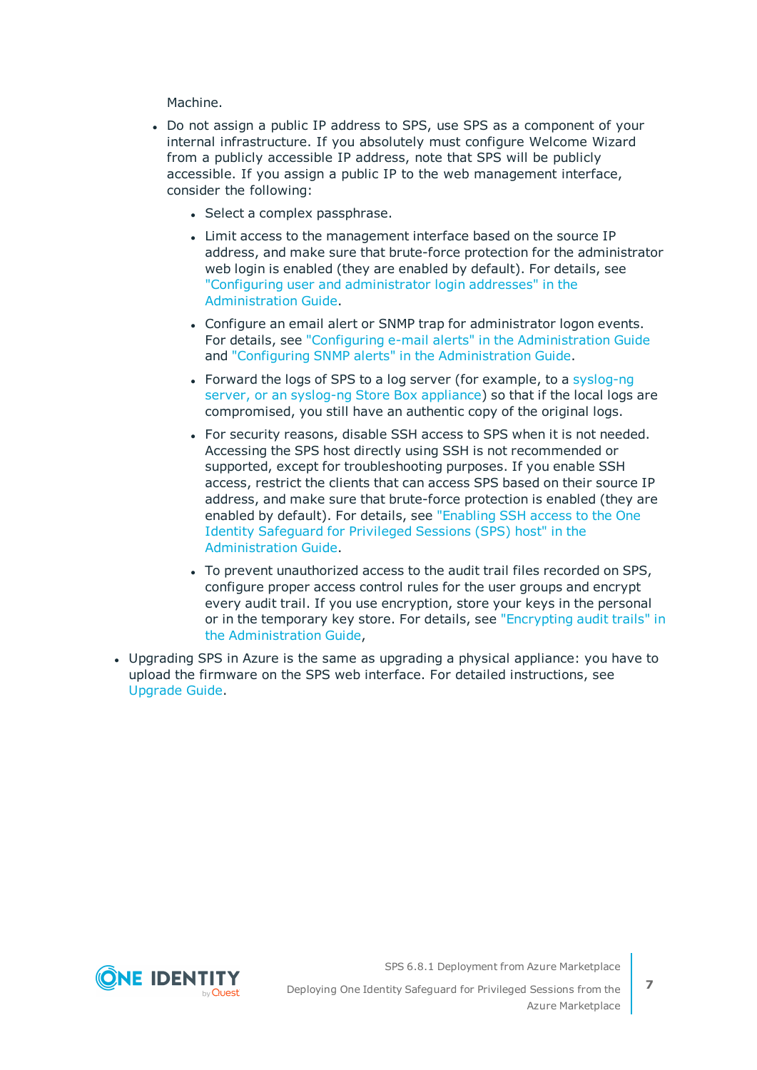Machine.

- Do not assign a public IP address to SPS, use SPS as a component of your internal infrastructure. If you absolutely must configure Welcome Wizard from a publicly accessible IP address, note that SPS will be publicly accessible. If you assign a public IP to the web management interface, consider the following:
  - Select a complex passphrase.
  - Limit access to the management interface based on the source IP address, and make sure that brute-force protection for the administrator web login is enabled (they are enabled by default). For details, see "Configuring user and administrator login addresses" in the Administration Guide.
  - Configure an email alert or SNMP trap for administrator logon events. For details, see "Configuring e-mail alerts" in the Administration Guide and "Configuring SNMP alerts" in the Administration Guide.
  - Forward the logs of SPS to a log server (for example, to a syslog-ng server, or an syslog-ng Store Box appliance) so that if the local logs are compromised, you still have an authentic copy of the original logs.
  - For security reasons, disable SSH access to SPS when it is not needed. Accessing the SPS host directly using SSH is not recommended or supported, except for troubleshooting purposes. If you enable SSH access, restrict the clients that can access SPS based on their source IP address, and make sure that brute-force protection is enabled (they are enabled by default). For details, see "Enabling SSH access to the One Identity Safeguard for Privileged Sessions (SPS) host" in the Administration Guide.
  - To prevent unauthorized access to the audit trail files recorded on SPS, configure proper access control rules for the user groups and encrypt every audit trail. If you use encryption, store your keys in the personal or in the temporary key store. For details, see "Encrypting audit trails" in the Administration Guide,
- Upgrading SPS in Azure is the same as upgrading a physical appliance: you have to upload the firmware on the SPS web interface. For detailed instructions, see Upgrade Guide.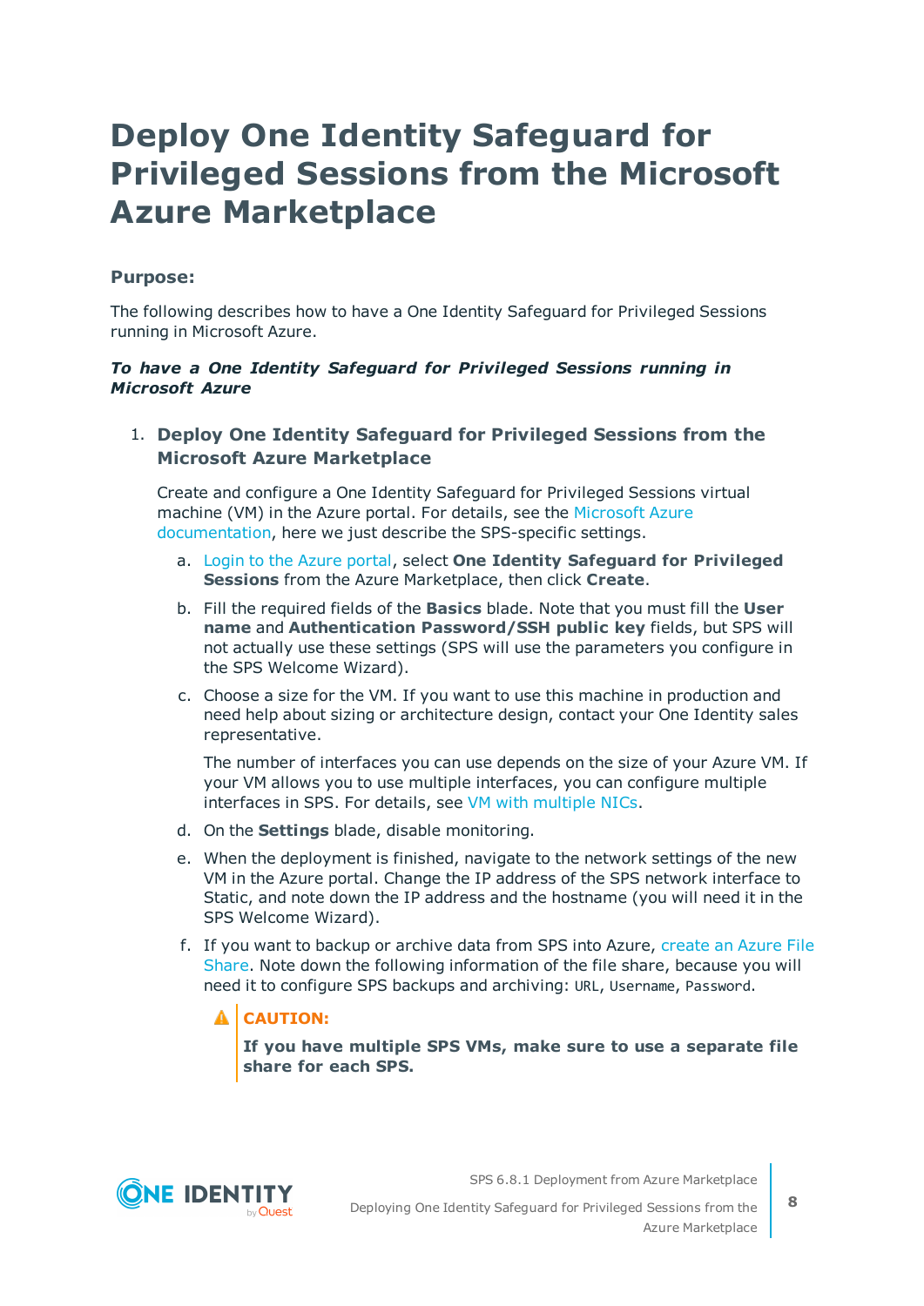# Deploy One Identity Safeguard for Privileged Sessions from the Microsoft Azure Marketplace

### Purpose:

The following describes how to have a One Identity Safeguard for Privileged Sessions running in Microsoft Azure.

***To have a One Identity Safeguard for Privileged Sessions running in Microsoft Azure***

1. **Deploy One Identity Safeguard for Privileged Sessions from the Microsoft Azure Marketplace**

   Create and configure a One Identity Safeguard for Privileged Sessions virtual machine (VM) in the Azure portal. For details, see the Microsoft Azure documentation, here we just describe the SPS-specific settings.

   a. Login to the Azure portal, select **One Identity Safeguard for Privileged Sessions** from the Azure Marketplace, then click **Create**.

   b. Fill the required fields of the **Basics** blade. Note that you must fill the **User name** and **Authentication Password/SSH public key** fields, but SPS will not actually use these settings (SPS will use the parameters you configure in the SPS Welcome Wizard).

   c. Choose a size for the VM. If you want to use this machine in production and need help about sizing or architecture design, contact your One Identity sales representative.

      The number of interfaces you can use depends on the size of your Azure VM. If your VM allows you to use multiple interfaces, you can configure multiple interfaces in SPS. For details, see VM with multiple NICs.

   d. On the **Settings** blade, disable monitoring.

   e. When the deployment is finished, navigate to the network settings of the new VM in the Azure portal. Change the IP address of the SPS network interface to Static, and note down the IP address and the hostname (you will need it in the SPS Welcome Wizard).

   f. If you want to backup or archive data from SPS into Azure, create an Azure File Share. Note down the following information of the file share, because you will need it to configure SPS backups and archiving: `URL`, `Username`, `Password`.

      **CAUTION:**

      **If you have multiple SPS VMs, make sure to use a separate file share for each SPS.**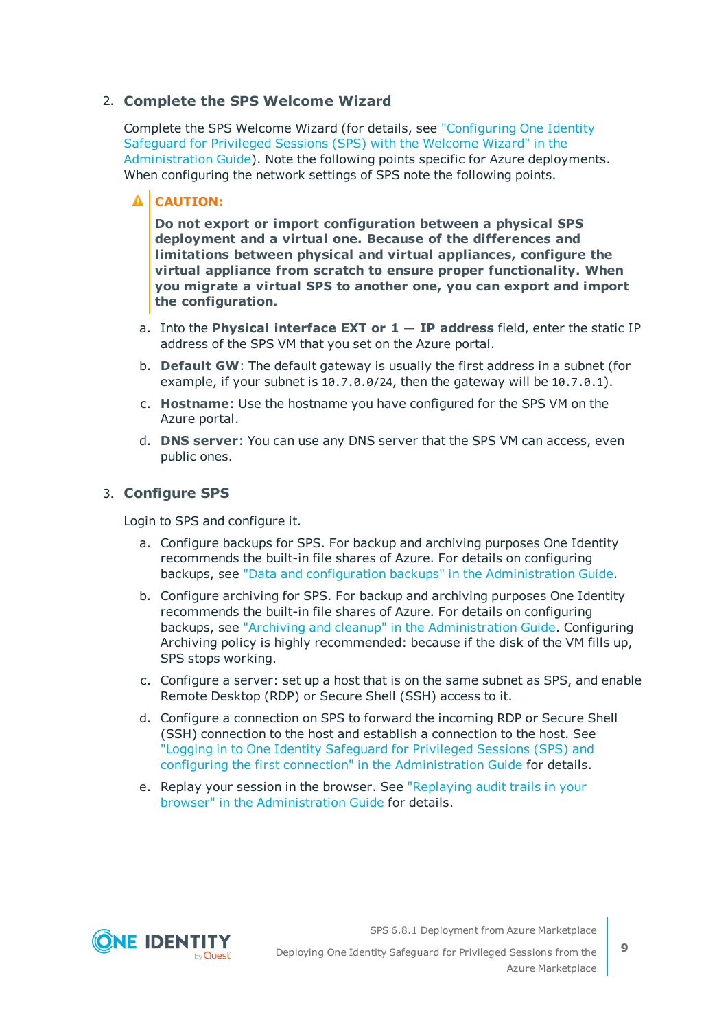2. **Complete the SPS Welcome Wizard**

   Complete the SPS Welcome Wizard (for details, see "Configuring One Identity Safeguard for Privileged Sessions (SPS) with the Welcome Wizard" in the Administration Guide). Note the following points specific for Azure deployments. When configuring the network settings of SPS note the following points.

   > **CAUTION:**
   >
   > **Do not export or import configuration between a physical SPS deployment and a virtual one. Because of the differences and limitations between physical and virtual appliances, configure the virtual appliance from scratch to ensure proper functionality. When you migrate a virtual SPS to another one, you can export and import the configuration.**

   a. Into the **Physical interface EXT or 1 — IP address** field, enter the static IP address of the SPS VM that you set on the Azure portal.

   b. **Default GW**: The default gateway is usually the first address in a subnet (for example, if your subnet is `10.7.0.0/24`, then the gateway will be `10.7.0.1`).

   c. **Hostname**: Use the hostname you have configured for the SPS VM on the Azure portal.

   d. **DNS server**: You can use any DNS server that the SPS VM can access, even public ones.

3. **Configure SPS**

   Login to SPS and configure it.

   a. Configure backups for SPS. For backup and archiving purposes One Identity recommends the built-in file shares of Azure. For details on configuring backups, see "Data and configuration backups" in the Administration Guide.

   b. Configure archiving for SPS. For backup and archiving purposes One Identity recommends the built-in file shares of Azure. For details on configuring backups, see "Archiving and cleanup" in the Administration Guide. Configuring Archiving policy is highly recommended: because if the disk of the VM fills up, SPS stops working.

   c. Configure a server: set up a host that is on the same subnet as SPS, and enable Remote Desktop (RDP) or Secure Shell (SSH) access to it.

   d. Configure a connection on SPS to forward the incoming RDP or Secure Shell (SSH) connection to the host and establish a connection to the host. See "Logging in to One Identity Safeguard for Privileged Sessions (SPS) and configuring the first connection" in the Administration Guide for details.

   e. Replay your session in the browser. See "Replaying audit trails in your browser" in the Administration Guide for details.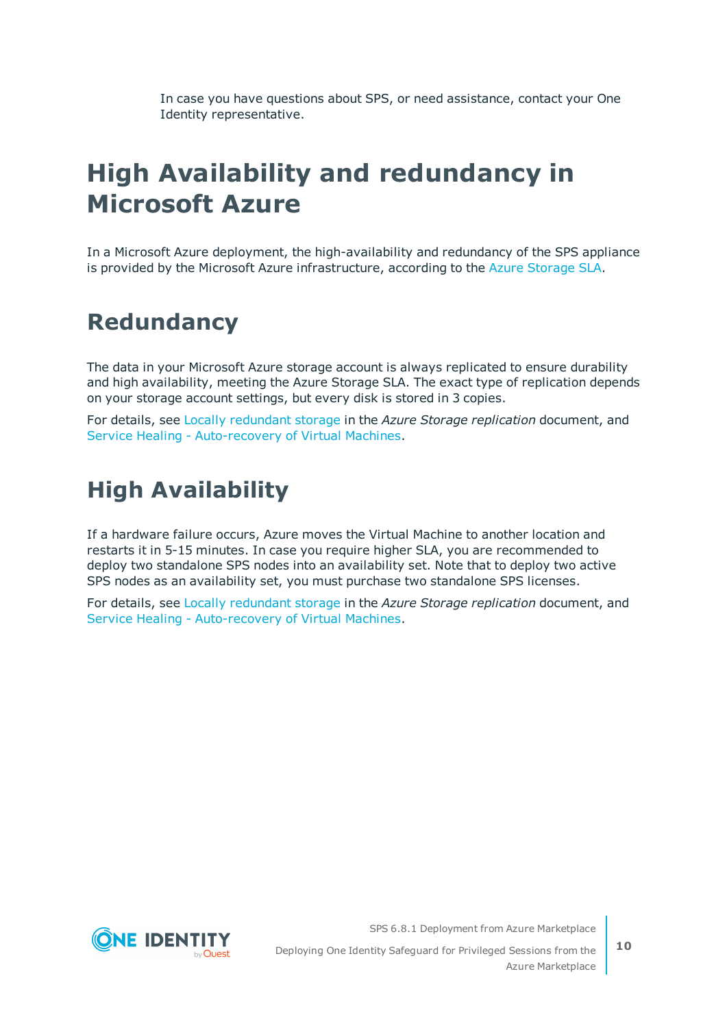In case you have questions about SPS, or need assistance, contact your One Identity representative.

# High Availability and redundancy in Microsoft Azure

In a Microsoft Azure deployment, the high-availability and redundancy of the SPS appliance is provided by the Microsoft Azure infrastructure, according to the Azure Storage SLA.

## Redundancy

The data in your Microsoft Azure storage account is always replicated to ensure durability and high availability, meeting the Azure Storage SLA. The exact type of replication depends on your storage account settings, but every disk is stored in 3 copies.

For details, see Locally redundant storage in the *Azure Storage replication* document, and Service Healing - Auto-recovery of Virtual Machines.

## High Availability

If a hardware failure occurs, Azure moves the Virtual Machine to another location and restarts it in 5-15 minutes. In case you require higher SLA, you are recommended to deploy two standalone SPS nodes into an availability set. Note that to deploy two active SPS nodes as an availability set, you must purchase two standalone SPS licenses.

For details, see Locally redundant storage in the *Azure Storage replication* document, and Service Healing - Auto-recovery of Virtual Machines.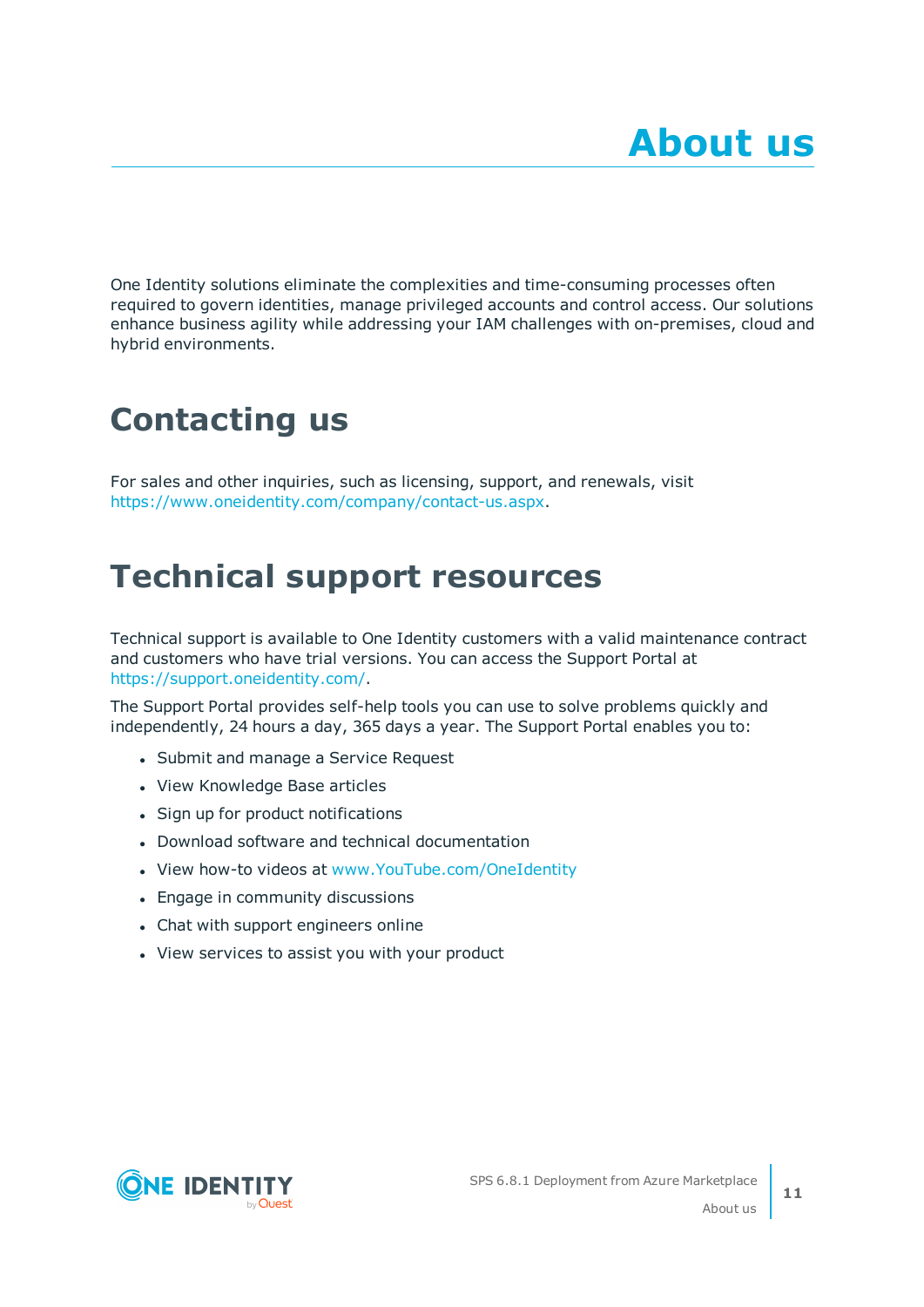# About us

One Identity solutions eliminate the complexities and time-consuming processes often required to govern identities, manage privileged accounts and control access. Our solutions enhance business agility while addressing your IAM challenges with on-premises, cloud and hybrid environments.

## Contacting us

For sales and other inquiries, such as licensing, support, and renewals, visit https://www.oneidentity.com/company/contact-us.aspx.

## Technical support resources

Technical support is available to One Identity customers with a valid maintenance contract and customers who have trial versions. You can access the Support Portal at https://support.oneidentity.com/.

The Support Portal provides self-help tools you can use to solve problems quickly and independently, 24 hours a day, 365 days a year. The Support Portal enables you to:

- Submit and manage a Service Request
- View Knowledge Base articles
- Sign up for product notifications
- Download software and technical documentation
- View how-to videos at www.YouTube.com/OneIdentity
- Engage in community discussions
- Chat with support engineers online
- View services to assist you with your product